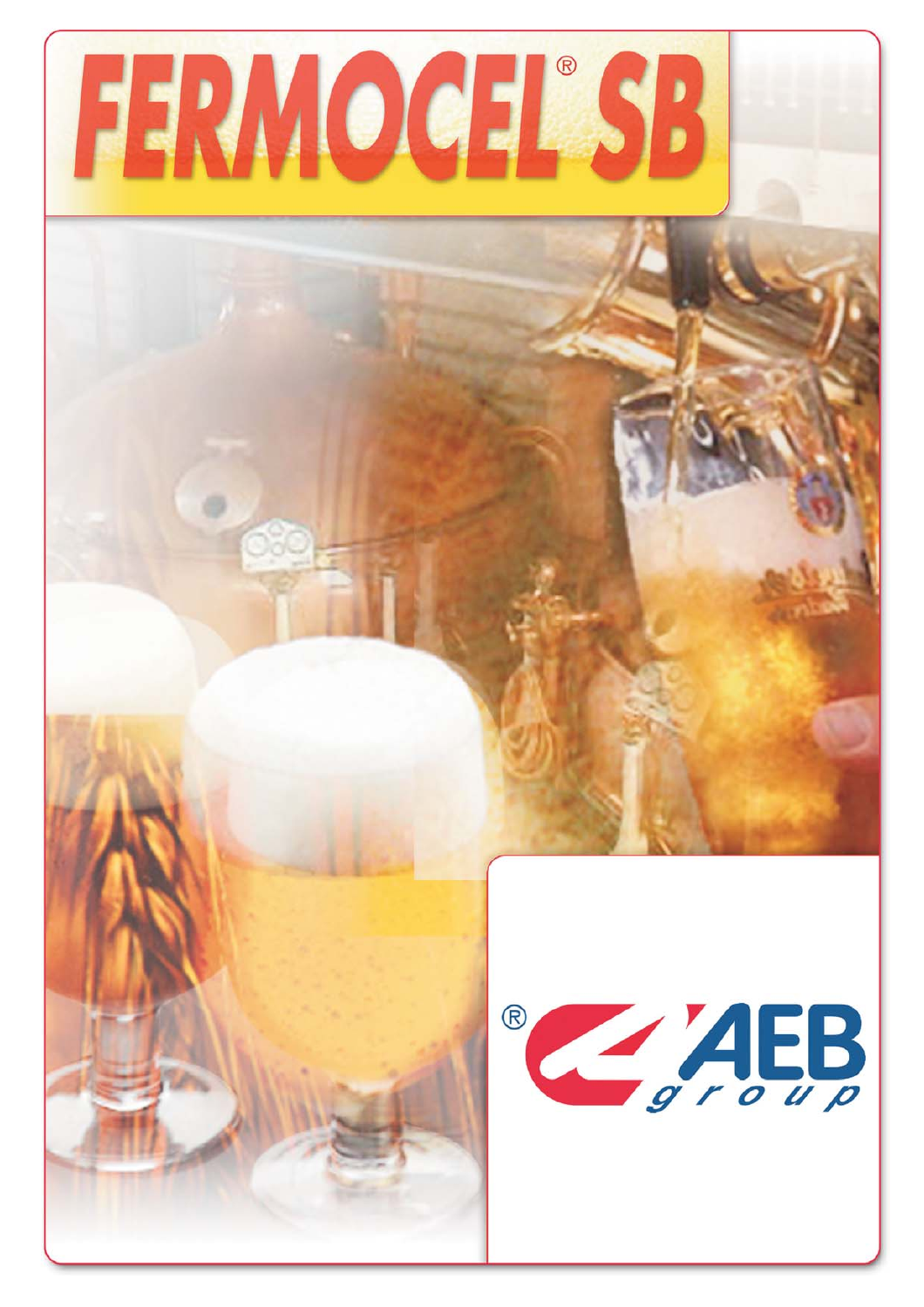# FERMOCEL® SB

AEB group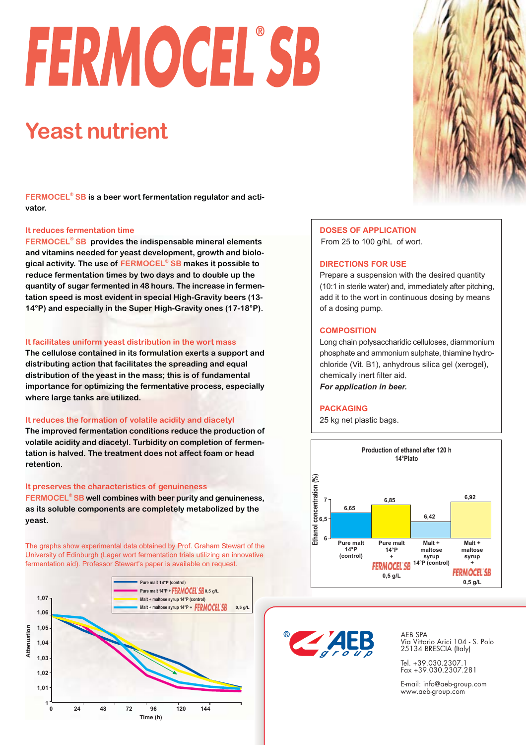# FERMOCEL® SB

## Yeast nutrient

**FERMOCEL® SB is a beer wort fermentation regulator and activator.**

### It reduces fermentation time

**FERMOCEL® SB provides the indispensable mineral elements and vitamins needed for yeast development, growth and biological activity. The use of FERMOCEL® SB makes it possible to reduce fermentation times by two days and to double up the quantity of sugar fermented in 48 hours. The increase in fermentation speed is most evident in special High-Gravity beers (13-14°P) and especially in the Super High-Gravity ones (17-18°P).**

### It facilitates uniform yeast distribution in the wort mass

**The cellulose contained in its formulation exerts a support and distributing action that facilitates the spreading and equal distribution of the yeast in the mass; this is of fundamental importance for optimizing the fermentative process, especially where large tanks are utilized.**

### It reduces the formation of volatile acidity and diacetyl

**The improved fermentation conditions reduce the production of volatile acidity and diacetyl. Turbidity on completion of fermentation is halved. The treatment does not affect foam or head retention.**

### It preserves the characteristics of genuineness

**FERMOCEL® SB well combines with beer purity and genuineness, as its soluble components are completely metabolized by the yeast.**

The graphs show experimental data obtained by Prof. Graham Stewart of the University of Edinburgh (Lager wort fermentation trials utilizing an innovative fermentation aid). Professor Stewart's paper is available on request.

Pure malt 14°P (control)
Pure malt 14°P + FERMOCEL SB 0,5 g/L
Malt + maltose syrup 14°P (control)
Malt + maltose syrup 14°P + FERMOCEL SB 0,5 g/L

Attenuation
1,07
1,06
1,05
1,04
1,03
1,02
1,01
1
0 24 48 72 96 120 144
Time (h)

### DOSES OF APPLICATION

From 25 to 100 g/hL of wort.

### DIRECTIONS FOR USE

Prepare a suspension with the desired quantity (10:1 in sterile water) and, immediately after pitching, add it to the wort in continuous dosing by means of a dosing pump.

### COMPOSITION

Long chain polysaccharidic celluloses, diammonium phosphate and ammonium sulphate, thiamine hydrochloride (Vit. B1), anhydrous silica gel (xerogel), chemically inert filter aid.

***For application in beer.***

### PACKAGING

25 kg net plastic bags.

Production of ethanol after 120 h
14°Plato

Ethanol concentration (%)
7
6,5
6

6,65 — Pure malt 14°P (control)
6,85 — Pure malt 14°P + FERMOCEL SB 0,5 g/L
6,42 — Malt + maltose syrup 14°P (control)
6,92 — Malt + maltose syrup + FERMOCEL SB 0,5 g/L

AEB group

AEB SPA
Via Vittorio Arici 104 - S. Polo
25134 BRESCIA (Italy)

Tel. +39.030.2307.1
Fax +39.030.2307.281

E-mail: info@aeb-group.com
www.aeb-group.com